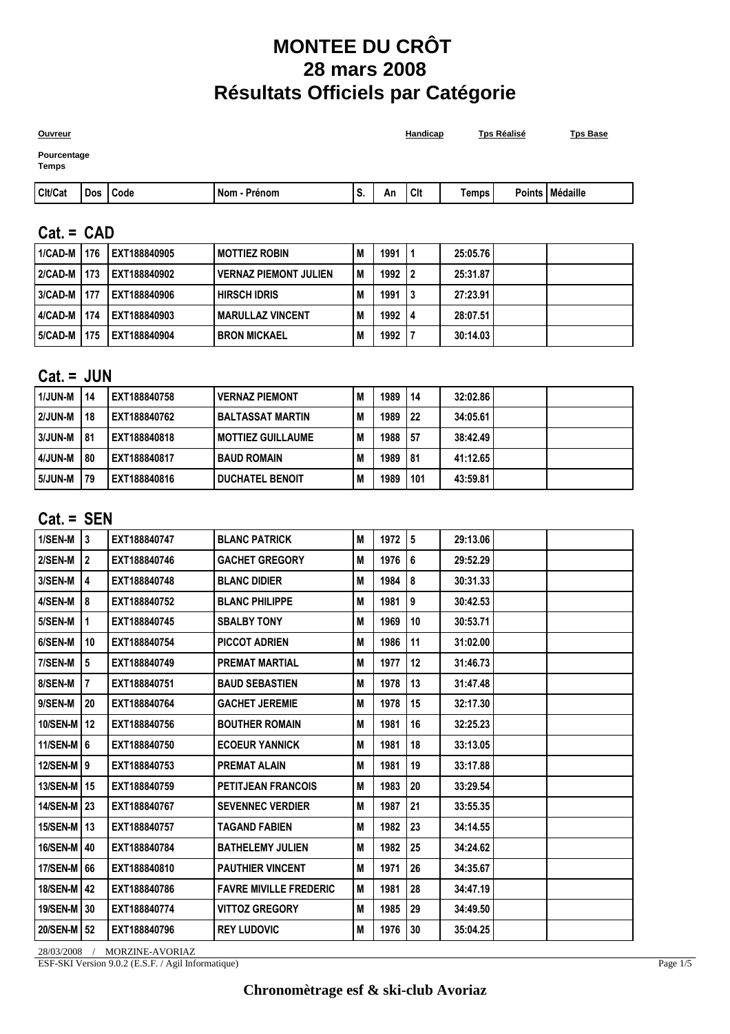# MONTEE DU CRÔT
# 28 mars 2008
# Résultats Officiels par Catégorie

**Ouvreur** **Handicap** **Tps Réalisé** **Tps Base**

**Pourcentage Temps**

| Clt/Cat | Dos | Code | Nom - Prénom | S. | An | Clt | Temps | Points | Médaille |
|---|---|---|---|---|---|---|---|---|---|

## Cat. = CAD

| Clt/Cat | Dos | Code | Nom - Prénom | S. | An | Clt | Temps | Points | Médaille |
|---|---|---|---|---|---|---|---|---|---|
| 1/CAD-M | 176 | EXT188840905 | MOTTIEZ ROBIN | M | 1991 | 1 | 25:05.76 | | |
| 2/CAD-M | 173 | EXT188840902 | VERNAZ PIEMONT JULIEN | M | 1992 | 2 | 25:31.87 | | |
| 3/CAD-M | 177 | EXT188840906 | HIRSCH IDRIS | M | 1991 | 3 | 27:23.91 | | |
| 4/CAD-M | 174 | EXT188840903 | MARULLAZ VINCENT | M | 1992 | 4 | 28:07.51 | | |
| 5/CAD-M | 175 | EXT188840904 | BRON MICKAEL | M | 1992 | 7 | 30:14.03 | | |

## Cat. = JUN

| Clt/Cat | Dos | Code | Nom - Prénom | S. | An | Clt | Temps | Points | Médaille |
|---|---|---|---|---|---|---|---|---|---|
| 1/JUN-M | 14 | EXT188840758 | VERNAZ PIEMONT | M | 1989 | 14 | 32:02.86 | | |
| 2/JUN-M | 18 | EXT188840762 | BALTASSAT MARTIN | M | 1989 | 22 | 34:05.61 | | |
| 3/JUN-M | 81 | EXT188840818 | MOTTIEZ GUILLAUME | M | 1988 | 57 | 38:42.49 | | |
| 4/JUN-M | 80 | EXT188840817 | BAUD ROMAIN | M | 1989 | 81 | 41:12.65 | | |
| 5/JUN-M | 79 | EXT188840816 | DUCHATEL BENOIT | M | 1989 | 101 | 43:59.81 | | |

## Cat. = SEN

| Clt/Cat | Dos | Code | Nom - Prénom | S. | An | Clt | Temps | Points | Médaille |
|---|---|---|---|---|---|---|---|---|---|
| 1/SEN-M | 3 | EXT188840747 | BLANC PATRICK | M | 1972 | 5 | 29:13.06 | | |
| 2/SEN-M | 2 | EXT188840746 | GACHET GREGORY | M | 1976 | 6 | 29:52.29 | | |
| 3/SEN-M | 4 | EXT188840748 | BLANC DIDIER | M | 1984 | 8 | 30:31.33 | | |
| 4/SEN-M | 8 | EXT188840752 | BLANC PHILIPPE | M | 1981 | 9 | 30:42.53 | | |
| 5/SEN-M | 1 | EXT188840745 | SBALBY TONY | M | 1969 | 10 | 30:53.71 | | |
| 6/SEN-M | 10 | EXT188840754 | PICCOT ADRIEN | M | 1986 | 11 | 31:02.00 | | |
| 7/SEN-M | 5 | EXT188840749 | PREMAT MARTIAL | M | 1977 | 12 | 31:46.73 | | |
| 8/SEN-M | 7 | EXT188840751 | BAUD SEBASTIEN | M | 1978 | 13 | 31:47.48 | | |
| 9/SEN-M | 20 | EXT188840764 | GACHET JEREMIE | M | 1978 | 15 | 32:17.30 | | |
| 10/SEN-M | 12 | EXT188840756 | BOUTHER ROMAIN | M | 1981 | 16 | 32:25.23 | | |
| 11/SEN-M | 6 | EXT188840750 | ECOEUR YANNICK | M | 1981 | 18 | 33:13.05 | | |
| 12/SEN-M | 9 | EXT188840753 | PREMAT ALAIN | M | 1981 | 19 | 33:17.88 | | |
| 13/SEN-M | 15 | EXT188840759 | PETITJEAN FRANCOIS | M | 1983 | 20 | 33:29.54 | | |
| 14/SEN-M | 23 | EXT188840767 | SEVENNEC VERDIER | M | 1987 | 21 | 33:55.35 | | |
| 15/SEN-M | 13 | EXT188840757 | TAGAND FABIEN | M | 1982 | 23 | 34:14.55 | | |
| 16/SEN-M | 40 | EXT188840784 | BATHELEMY JULIEN | M | 1982 | 25 | 34:24.62 | | |
| 17/SEN-M | 66 | EXT188840810 | PAUTHIER VINCENT | M | 1971 | 26 | 34:35.67 | | |
| 18/SEN-M | 42 | EXT188840786 | FAVRE MIVILLE FREDERIC | M | 1981 | 28 | 34:47.19 | | |
| 19/SEN-M | 30 | EXT188840774 | VITTOZ GREGORY | M | 1985 | 29 | 34:49.50 | | |
| 20/SEN-M | 52 | EXT188840796 | REY LUDOVIC | M | 1976 | 30 | 35:04.25 | | |

28/03/2008 / MORZINE-AVORIAZ

ESF-SKI Version 9.0.2 (E.S.F. / Agil Informatique)

**Chronomètrage esf & ski-club Avoriaz**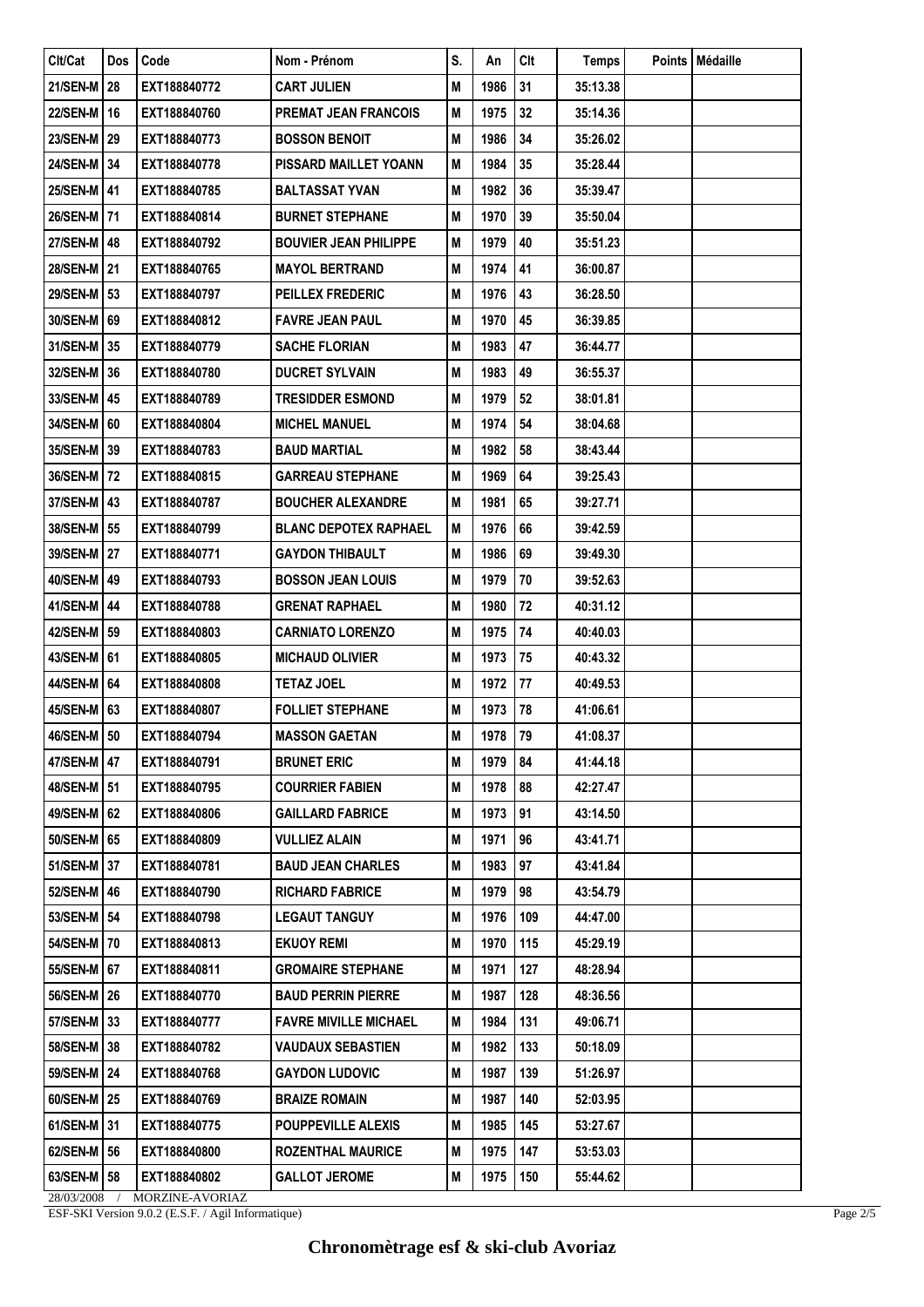| Clt/Cat | Dos | Code | Nom - Prénom | S. | An | Clt | Temps | Points | Médaille |
|---|---|---|---|---|---|---|---|---|---|
| 21/SEN-M | 28 | EXT188840772 | CART JULIEN | M | 1986 | 31 | 35:13.38 | | |
| 22/SEN-M | 16 | EXT188840760 | PREMAT JEAN FRANCOIS | M | 1975 | 32 | 35:14.36 | | |
| 23/SEN-M | 29 | EXT188840773 | BOSSON BENOIT | M | 1986 | 34 | 35:26.02 | | |
| 24/SEN-M | 34 | EXT188840778 | PISSARD MAILLET YOANN | M | 1984 | 35 | 35:28.44 | | |
| 25/SEN-M | 41 | EXT188840785 | BALTASSAT YVAN | M | 1982 | 36 | 35:39.47 | | |
| 26/SEN-M | 71 | EXT188840814 | BURNET STEPHANE | M | 1970 | 39 | 35:50.04 | | |
| 27/SEN-M | 48 | EXT188840792 | BOUVIER JEAN PHILIPPE | M | 1979 | 40 | 35:51.23 | | |
| 28/SEN-M | 21 | EXT188840765 | MAYOL BERTRAND | M | 1974 | 41 | 36:00.87 | | |
| 29/SEN-M | 53 | EXT188840797 | PEILLEX FREDERIC | M | 1976 | 43 | 36:28.50 | | |
| 30/SEN-M | 69 | EXT188840812 | FAVRE JEAN PAUL | M | 1970 | 45 | 36:39.85 | | |
| 31/SEN-M | 35 | EXT188840779 | SACHE FLORIAN | M | 1983 | 47 | 36:44.77 | | |
| 32/SEN-M | 36 | EXT188840780 | DUCRET SYLVAIN | M | 1983 | 49 | 36:55.37 | | |
| 33/SEN-M | 45 | EXT188840789 | TRESIDDER ESMOND | M | 1979 | 52 | 38:01.81 | | |
| 34/SEN-M | 60 | EXT188840804 | MICHEL MANUEL | M | 1974 | 54 | 38:04.68 | | |
| 35/SEN-M | 39 | EXT188840783 | BAUD MARTIAL | M | 1982 | 58 | 38:43.44 | | |
| 36/SEN-M | 72 | EXT188840815 | GARREAU STEPHANE | M | 1969 | 64 | 39:25.43 | | |
| 37/SEN-M | 43 | EXT188840787 | BOUCHER ALEXANDRE | M | 1981 | 65 | 39:27.71 | | |
| 38/SEN-M | 55 | EXT188840799 | BLANC DEPOTEX RAPHAEL | M | 1976 | 66 | 39:42.59 | | |
| 39/SEN-M | 27 | EXT188840771 | GAYDON THIBAULT | M | 1986 | 69 | 39:49.30 | | |
| 40/SEN-M | 49 | EXT188840793 | BOSSON JEAN LOUIS | M | 1979 | 70 | 39:52.63 | | |
| 41/SEN-M | 44 | EXT188840788 | GRENAT RAPHAEL | M | 1980 | 72 | 40:31.12 | | |
| 42/SEN-M | 59 | EXT188840803 | CARNIATO LORENZO | M | 1975 | 74 | 40:40.03 | | |
| 43/SEN-M | 61 | EXT188840805 | MICHAUD OLIVIER | M | 1973 | 75 | 40:43.32 | | |
| 44/SEN-M | 64 | EXT188840808 | TETAZ JOEL | M | 1972 | 77 | 40:49.53 | | |
| 45/SEN-M | 63 | EXT188840807 | FOLLIET STEPHANE | M | 1973 | 78 | 41:06.61 | | |
| 46/SEN-M | 50 | EXT188840794 | MASSON GAETAN | M | 1978 | 79 | 41:08.37 | | |
| 47/SEN-M | 47 | EXT188840791 | BRUNET ERIC | M | 1979 | 84 | 41:44.18 | | |
| 48/SEN-M | 51 | EXT188840795 | COURRIER FABIEN | M | 1978 | 88 | 42:27.47 | | |
| 49/SEN-M | 62 | EXT188840806 | GAILLARD FABRICE | M | 1973 | 91 | 43:14.50 | | |
| 50/SEN-M | 65 | EXT188840809 | VULLIEZ ALAIN | M | 1971 | 96 | 43:41.71 | | |
| 51/SEN-M | 37 | EXT188840781 | BAUD JEAN CHARLES | M | 1983 | 97 | 43:41.84 | | |
| 52/SEN-M | 46 | EXT188840790 | RICHARD FABRICE | M | 1979 | 98 | 43:54.79 | | |
| 53/SEN-M | 54 | EXT188840798 | LEGAUT TANGUY | M | 1976 | 109 | 44:47.00 | | |
| 54/SEN-M | 70 | EXT188840813 | EKUOY REMI | M | 1970 | 115 | 45:29.19 | | |
| 55/SEN-M | 67 | EXT188840811 | GROMAIRE STEPHANE | M | 1971 | 127 | 48:28.94 | | |
| 56/SEN-M | 26 | EXT188840770 | BAUD PERRIN PIERRE | M | 1987 | 128 | 48:36.56 | | |
| 57/SEN-M | 33 | EXT188840777 | FAVRE MIVILLE MICHAEL | M | 1984 | 131 | 49:06.71 | | |
| 58/SEN-M | 38 | EXT188840782 | VAUDAUX SEBASTIEN | M | 1982 | 133 | 50:18.09 | | |
| 59/SEN-M | 24 | EXT188840768 | GAYDON LUDOVIC | M | 1987 | 139 | 51:26.97 | | |
| 60/SEN-M | 25 | EXT188840769 | BRAIZE ROMAIN | M | 1987 | 140 | 52:03.95 | | |
| 61/SEN-M | 31 | EXT188840775 | POUPPEVILLE ALEXIS | M | 1985 | 145 | 53:27.67 | | |
| 62/SEN-M | 56 | EXT188840800 | ROZENTHAL MAURICE | M | 1975 | 147 | 53:53.03 | | |
| 63/SEN-M | 58 | EXT188840802 | GALLOT JEROME | M | 1975 | 150 | 55:44.62 | | |

28/03/2008 / MORZINE-AVORIAZ

ESF-SKI Version 9.0.2 (E.S.F. / Agil Informatique)

**Chronomètrage esf & ski-club Avoriaz**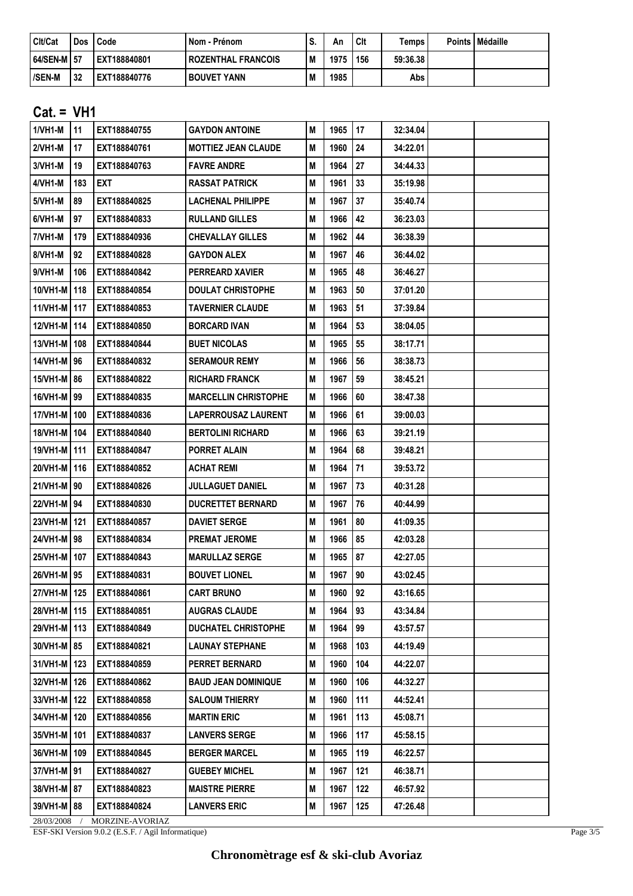| Clt/Cat | Dos | Code | Nom - Prénom | S. | An | Clt | Temps | Points | Médaille |
|---|---|---|---|---|---|---|---|---|---|
| 64/SEN-M | 57 | EXT188840801 | ROZENTHAL FRANCOIS | M | 1975 | 156 | 59:36.38 | | |
| /SEN-M | 32 | EXT188840776 | BOUVET YANN | M | 1985 | | Abs | | |

## Cat. = VH1

| Clt/Cat | Dos | Code | Nom - Prénom | S. | An | Clt | Temps | Points | Médaille |
|---|---|---|---|---|---|---|---|---|---|
| 1/VH1-M | 11 | EXT188840755 | GAYDON ANTOINE | M | 1965 | 17 | 32:34.04 | | |
| 2/VH1-M | 17 | EXT188840761 | MOTTIEZ JEAN CLAUDE | M | 1960 | 24 | 34:22.01 | | |
| 3/VH1-M | 19 | EXT188840763 | FAVRE ANDRE | M | 1964 | 27 | 34:44.33 | | |
| 4/VH1-M | 183 | EXT | RASSAT PATRICK | M | 1961 | 33 | 35:19.98 | | |
| 5/VH1-M | 89 | EXT188840825 | LACHENAL PHILIPPE | M | 1967 | 37 | 35:40.74 | | |
| 6/VH1-M | 97 | EXT188840833 | RULLAND GILLES | M | 1966 | 42 | 36:23.03 | | |
| 7/VH1-M | 179 | EXT188840936 | CHEVALLAY GILLES | M | 1962 | 44 | 36:38.39 | | |
| 8/VH1-M | 92 | EXT188840828 | GAYDON ALEX | M | 1967 | 46 | 36:44.02 | | |
| 9/VH1-M | 106 | EXT188840842 | PERREARD XAVIER | M | 1965 | 48 | 36:46.27 | | |
| 10/VH1-M | 118 | EXT188840854 | DOULAT CHRISTOPHE | M | 1963 | 50 | 37:01.20 | | |
| 11/VH1-M | 117 | EXT188840853 | TAVERNIER CLAUDE | M | 1963 | 51 | 37:39.84 | | |
| 12/VH1-M | 114 | EXT188840850 | BORCARD IVAN | M | 1964 | 53 | 38:04.05 | | |
| 13/VH1-M | 108 | EXT188840844 | BUET NICOLAS | M | 1965 | 55 | 38:17.71 | | |
| 14/VH1-M | 96 | EXT188840832 | SERAMOUR REMY | M | 1966 | 56 | 38:38.73 | | |
| 15/VH1-M | 86 | EXT188840822 | RICHARD FRANCK | M | 1967 | 59 | 38:45.21 | | |
| 16/VH1-M | 99 | EXT188840835 | MARCELLIN CHRISTOPHE | M | 1966 | 60 | 38:47.38 | | |
| 17/VH1-M | 100 | EXT188840836 | LAPERROUSAZ LAURENT | M | 1966 | 61 | 39:00.03 | | |
| 18/VH1-M | 104 | EXT188840840 | BERTOLINI RICHARD | M | 1966 | 63 | 39:21.19 | | |
| 19/VH1-M | 111 | EXT188840847 | PORRET ALAIN | M | 1964 | 68 | 39:48.21 | | |
| 20/VH1-M | 116 | EXT188840852 | ACHAT REMI | M | 1964 | 71 | 39:53.72 | | |
| 21/VH1-M | 90 | EXT188840826 | JULLAGUET DANIEL | M | 1967 | 73 | 40:31.28 | | |
| 22/VH1-M | 94 | EXT188840830 | DUCRETTET BERNARD | M | 1967 | 76 | 40:44.99 | | |
| 23/VH1-M | 121 | EXT188840857 | DAVIET SERGE | M | 1961 | 80 | 41:09.35 | | |
| 24/VH1-M | 98 | EXT188840834 | PREMAT JEROME | M | 1966 | 85 | 42:03.28 | | |
| 25/VH1-M | 107 | EXT188840843 | MARULLAZ SERGE | M | 1965 | 87 | 42:27.05 | | |
| 26/VH1-M | 95 | EXT188840831 | BOUVET LIONEL | M | 1967 | 90 | 43:02.45 | | |
| 27/VH1-M | 125 | EXT188840861 | CART BRUNO | M | 1960 | 92 | 43:16.65 | | |
| 28/VH1-M | 115 | EXT188840851 | AUGRAS CLAUDE | M | 1964 | 93 | 43:34.84 | | |
| 29/VH1-M | 113 | EXT188840849 | DUCHATEL CHRISTOPHE | M | 1964 | 99 | 43:57.57 | | |
| 30/VH1-M | 85 | EXT188840821 | LAUNAY STEPHANE | M | 1968 | 103 | 44:19.49 | | |
| 31/VH1-M | 123 | EXT188840859 | PERRET BERNARD | M | 1960 | 104 | 44:22.07 | | |
| 32/VH1-M | 126 | EXT188840862 | BAUD JEAN DOMINIQUE | M | 1960 | 106 | 44:32.27 | | |
| 33/VH1-M | 122 | EXT188840858 | SALOUM THIERRY | M | 1960 | 111 | 44:52.41 | | |
| 34/VH1-M | 120 | EXT188840856 | MARTIN ERIC | M | 1961 | 113 | 45:08.71 | | |
| 35/VH1-M | 101 | EXT188840837 | LANVERS SERGE | M | 1966 | 117 | 45:58.15 | | |
| 36/VH1-M | 109 | EXT188840845 | BERGER MARCEL | M | 1965 | 119 | 46:22.57 | | |
| 37/VH1-M | 91 | EXT188840827 | GUEBEY MICHEL | M | 1967 | 121 | 46:38.71 | | |
| 38/VH1-M | 87 | EXT188840823 | MAISTRE PIERRE | M | 1967 | 122 | 46:57.92 | | |
| 39/VH1-M | 88 | EXT188840824 | LANVERS ERIC | M | 1967 | 125 | 47:26.48 | | |

28/03/2008 / MORZINE-AVORIAZ

ESF-SKI Version 9.0.2 (E.S.F. / Agil Informatique)

**Chronomètrage esf & ski-club Avoriaz**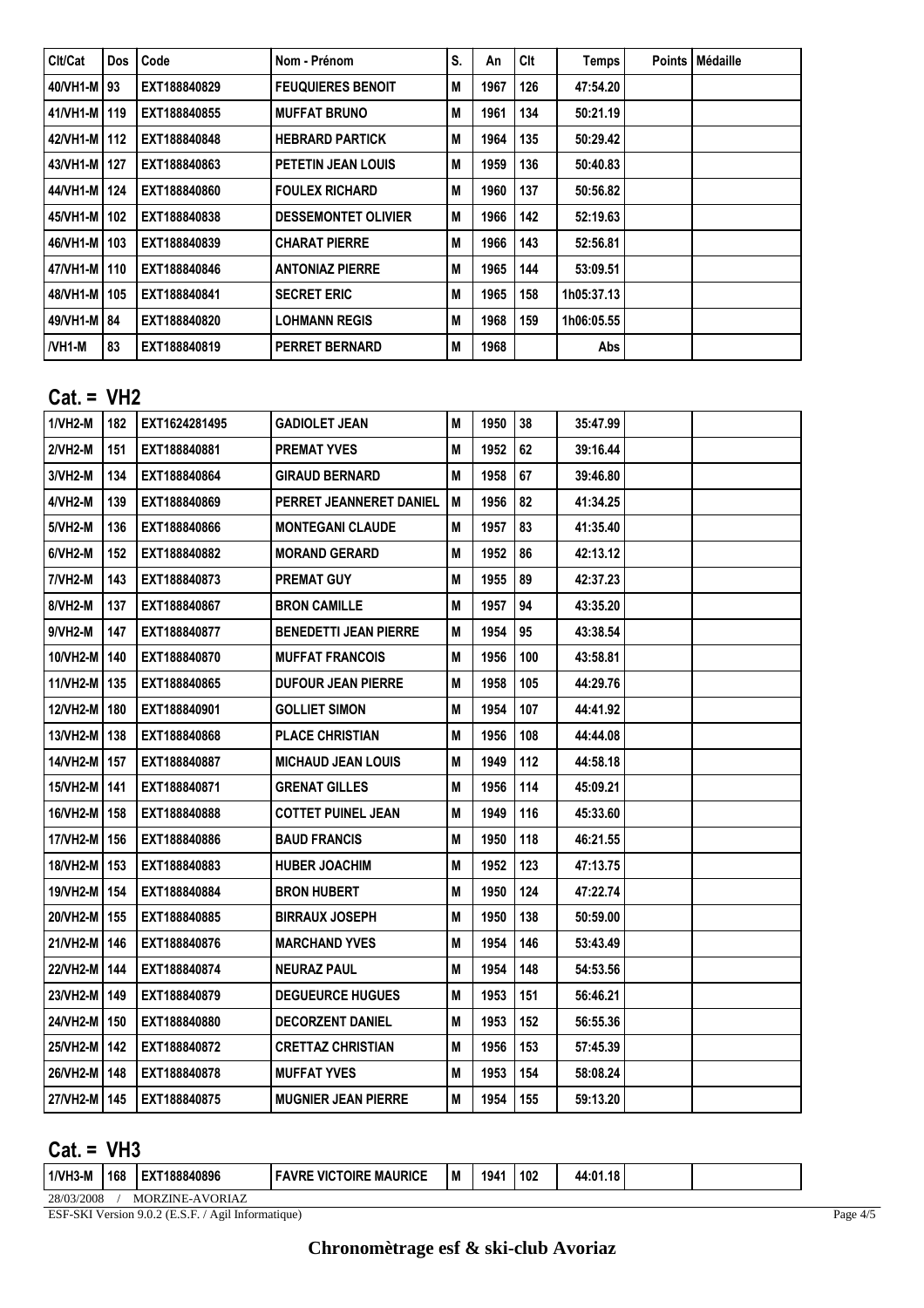| Clt/Cat | Dos | Code | Nom - Prénom | S. | An | Clt | Temps | Points | Médaille |
|---|---|---|---|---|---|---|---|---|---|
| 40/VH1-M | 93 | EXT188840829 | FEUQUIERES BENOIT | M | 1967 | 126 | 47:54.20 | | |
| 41/VH1-M | 119 | EXT188840855 | MUFFAT BRUNO | M | 1961 | 134 | 50:21.19 | | |
| 42/VH1-M | 112 | EXT188840848 | HEBRARD PARTICK | M | 1964 | 135 | 50:29.42 | | |
| 43/VH1-M | 127 | EXT188840863 | PETETIN JEAN LOUIS | M | 1959 | 136 | 50:40.83 | | |
| 44/VH1-M | 124 | EXT188840860 | FOULEX RICHARD | M | 1960 | 137 | 50:56.82 | | |
| 45/VH1-M | 102 | EXT188840838 | DESSEMONTET OLIVIER | M | 1966 | 142 | 52:19.63 | | |
| 46/VH1-M | 103 | EXT188840839 | CHARAT PIERRE | M | 1966 | 143 | 52:56.81 | | |
| 47/VH1-M | 110 | EXT188840846 | ANTONIAZ PIERRE | M | 1965 | 144 | 53:09.51 | | |
| 48/VH1-M | 105 | EXT188840841 | SECRET ERIC | M | 1965 | 158 | 1h05:37.13 | | |
| 49/VH1-M | 84 | EXT188840820 | LOHMANN REGIS | M | 1968 | 159 | 1h06:05.55 | | |
| /VH1-M | 83 | EXT188840819 | PERRET BERNARD | M | 1968 | | Abs | | |

## Cat. = VH2

| Clt/Cat | Dos | Code | Nom - Prénom | S. | An | Clt | Temps | Points | Médaille |
|---|---|---|---|---|---|---|---|---|---|
| 1/VH2-M | 182 | EXT1624281495 | GADIOLET JEAN | M | 1950 | 38 | 35:47.99 | | |
| 2/VH2-M | 151 | EXT188840881 | PREMAT YVES | M | 1952 | 62 | 39:16.44 | | |
| 3/VH2-M | 134 | EXT188840864 | GIRAUD BERNARD | M | 1958 | 67 | 39:46.80 | | |
| 4/VH2-M | 139 | EXT188840869 | PERRET JEANNERET DANIEL | M | 1956 | 82 | 41:34.25 | | |
| 5/VH2-M | 136 | EXT188840866 | MONTEGANI CLAUDE | M | 1957 | 83 | 41:35.40 | | |
| 6/VH2-M | 152 | EXT188840882 | MORAND GERARD | M | 1952 | 86 | 42:13.12 | | |
| 7/VH2-M | 143 | EXT188840873 | PREMAT GUY | M | 1955 | 89 | 42:37.23 | | |
| 8/VH2-M | 137 | EXT188840867 | BRON CAMILLE | M | 1957 | 94 | 43:35.20 | | |
| 9/VH2-M | 147 | EXT188840877 | BENEDETTI JEAN PIERRE | M | 1954 | 95 | 43:38.54 | | |
| 10/VH2-M | 140 | EXT188840870 | MUFFAT FRANCOIS | M | 1956 | 100 | 43:58.81 | | |
| 11/VH2-M | 135 | EXT188840865 | DUFOUR JEAN PIERRE | M | 1958 | 105 | 44:29.76 | | |
| 12/VH2-M | 180 | EXT188840901 | GOLLIET SIMON | M | 1954 | 107 | 44:41.92 | | |
| 13/VH2-M | 138 | EXT188840868 | PLACE CHRISTIAN | M | 1956 | 108 | 44:44.08 | | |
| 14/VH2-M | 157 | EXT188840887 | MICHAUD JEAN LOUIS | M | 1949 | 112 | 44:58.18 | | |
| 15/VH2-M | 141 | EXT188840871 | GRENAT GILLES | M | 1956 | 114 | 45:09.21 | | |
| 16/VH2-M | 158 | EXT188840888 | COTTET PUINEL JEAN | M | 1949 | 116 | 45:33.60 | | |
| 17/VH2-M | 156 | EXT188840886 | BAUD FRANCIS | M | 1950 | 118 | 46:21.55 | | |
| 18/VH2-M | 153 | EXT188840883 | HUBER JOACHIM | M | 1952 | 123 | 47:13.75 | | |
| 19/VH2-M | 154 | EXT188840884 | BRON HUBERT | M | 1950 | 124 | 47:22.74 | | |
| 20/VH2-M | 155 | EXT188840885 | BIRRAUX JOSEPH | M | 1950 | 138 | 50:59.00 | | |
| 21/VH2-M | 146 | EXT188840876 | MARCHAND YVES | M | 1954 | 146 | 53:43.49 | | |
| 22/VH2-M | 144 | EXT188840874 | NEURAZ PAUL | M | 1954 | 148 | 54:53.56 | | |
| 23/VH2-M | 149 | EXT188840879 | DEGUEURCE HUGUES | M | 1953 | 151 | 56:46.21 | | |
| 24/VH2-M | 150 | EXT188840880 | DECORZENT DANIEL | M | 1953 | 152 | 56:55.36 | | |
| 25/VH2-M | 142 | EXT188840872 | CRETTAZ CHRISTIAN | M | 1956 | 153 | 57:45.39 | | |
| 26/VH2-M | 148 | EXT188840878 | MUFFAT YVES | M | 1953 | 154 | 58:08.24 | | |
| 27/VH2-M | 145 | EXT188840875 | MUGNIER JEAN PIERRE | M | 1954 | 155 | 59:13.20 | | |

## Cat. = VH3

| Clt/Cat | Dos | Code | Nom - Prénom | S. | An | Clt | Temps | Points | Médaille |
|---|---|---|---|---|---|---|---|---|---|
| 1/VH3-M | 168 | EXT188840896 | FAVRE VICTOIRE MAURICE | M | 1941 | 102 | 44:01.18 | | |

28/03/2008 / MORZINE-AVORIAZ

ESF-SKI Version 9.0.2 (E.S.F. / Agil Informatique)

**Chronomètrage esf & ski-club Avoriaz**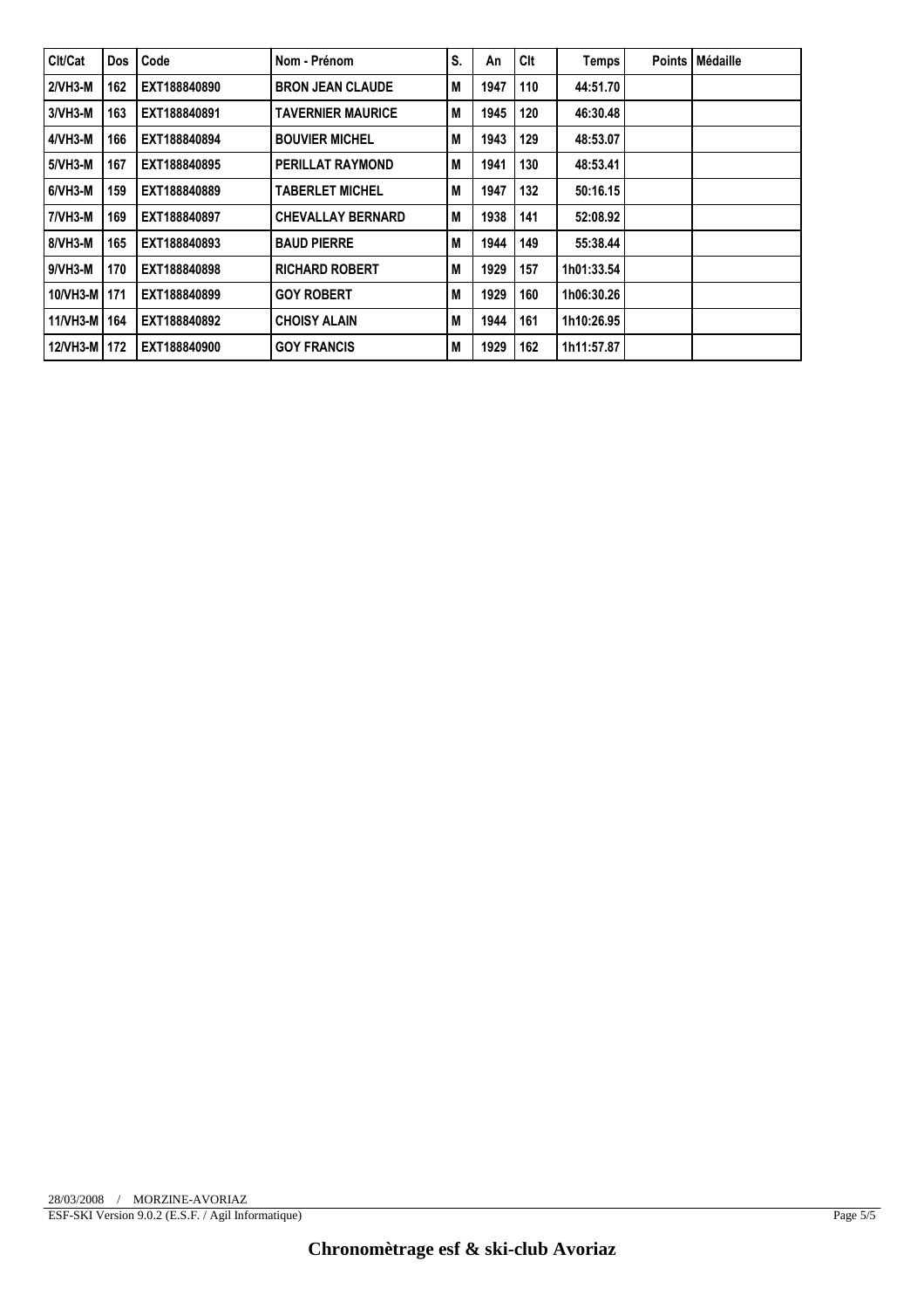| Clt/Cat | Dos | Code | Nom - Prénom | S. | An | Clt | Temps | Points | Médaille |
|---|---|---|---|---|---|---|---|---|---|
| 2/VH3-M | 162 | EXT188840890 | BRON JEAN CLAUDE | M | 1947 | 110 | 44:51.70 | | |
| 3/VH3-M | 163 | EXT188840891 | TAVERNIER MAURICE | M | 1945 | 120 | 46:30.48 | | |
| 4/VH3-M | 166 | EXT188840894 | BOUVIER MICHEL | M | 1943 | 129 | 48:53.07 | | |
| 5/VH3-M | 167 | EXT188840895 | PERILLAT RAYMOND | M | 1941 | 130 | 48:53.41 | | |
| 6/VH3-M | 159 | EXT188840889 | TABERLET MICHEL | M | 1947 | 132 | 50:16.15 | | |
| 7/VH3-M | 169 | EXT188840897 | CHEVALLAY BERNARD | M | 1938 | 141 | 52:08.92 | | |
| 8/VH3-M | 165 | EXT188840893 | BAUD PIERRE | M | 1944 | 149 | 55:38.44 | | |
| 9/VH3-M | 170 | EXT188840898 | RICHARD ROBERT | M | 1929 | 157 | 1h01:33.54 | | |
| 10/VH3-M | 171 | EXT188840899 | GOY ROBERT | M | 1929 | 160 | 1h06:30.26 | | |
| 11/VH3-M | 164 | EXT188840892 | CHOISY ALAIN | M | 1944 | 161 | 1h10:26.95 | | |
| 12/VH3-M | 172 | EXT188840900 | GOY FRANCIS | M | 1929 | 162 | 1h11:57.87 | | |

28/03/2008 / MORZINE-AVORIAZ

ESF-SKI Version 9.0.2 (E.S.F. / Agil Informatique)

**Chronomètrage esf & ski-club Avoriaz**